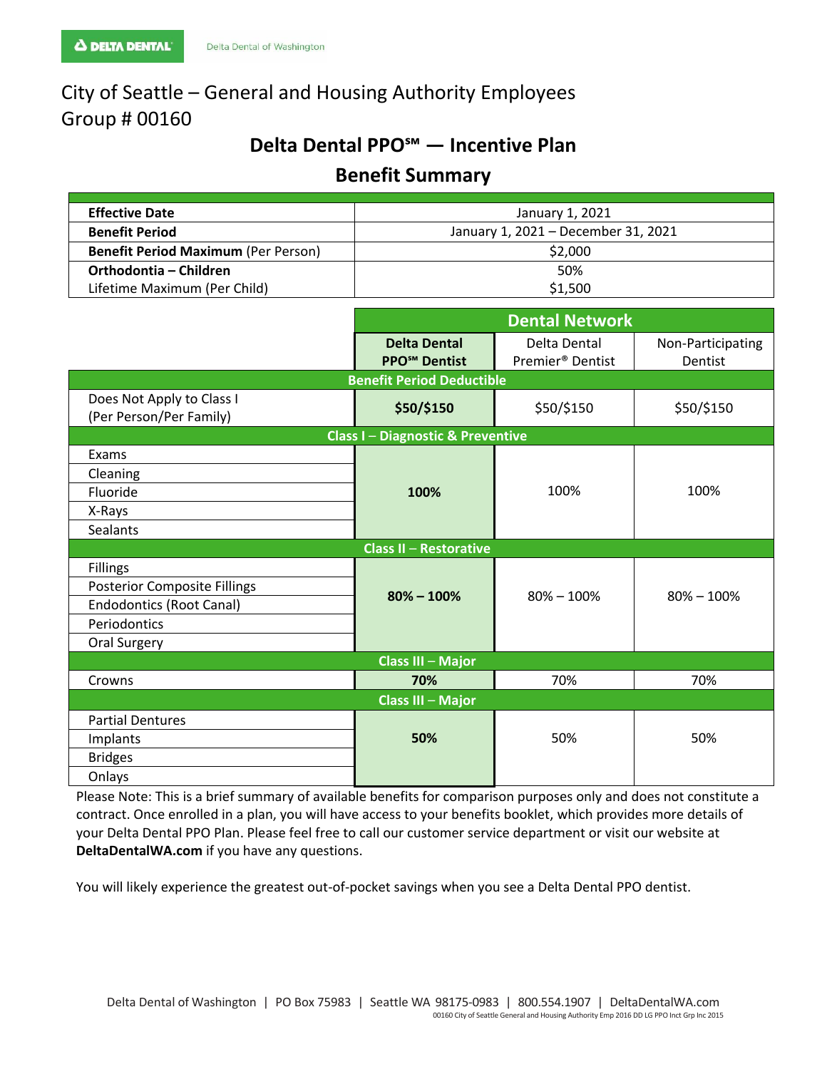DELTA DENTAL Delta Dental of Washington

# City of Seattle – General and Housing Authority Employees
# Group # 00160

## Delta Dental PPO℠ — Incentive Plan

## Benefit Summary

| | |
|---|---|
| **Effective Date** | January 1, 2021 |
| **Benefit Period** | January 1, 2021 – December 31, 2021 |
| **Benefit Period Maximum** (Per Person) | $2,000 |
| **Orthodontia – Children**<br>Lifetime Maximum (Per Child) | 50%<br>$1,500 |

| | Dental Network | | |
|---|---|---|---|
| | **Delta Dental PPO℠ Dentist** | Delta Dental Premier® Dentist | Non-Participating Dentist |
| **Benefit Period Deductible** | | | |
| Does Not Apply to Class I (Per Person/Per Family) | **$50/$150** | $50/$150 | $50/$150 |
| **Class I – Diagnostic & Preventive** | | | |
| Exams<br>Cleaning<br>Fluoride<br>X-Rays<br>Sealants | **100%** | 100% | 100% |
| **Class II – Restorative** | | | |
| Fillings<br>Posterior Composite Fillings<br>Endodontics (Root Canal)<br>Periodontics<br>Oral Surgery | **80% – 100%** | 80% – 100% | 80% – 100% |
| **Class III – Major** | | | |
| Crowns | **70%** | 70% | 70% |
| **Class III – Major** | | | |
| Partial Dentures<br>Implants<br>Bridges<br>Onlays | **50%** | 50% | 50% |

Please Note: This is a brief summary of available benefits for comparison purposes only and does not constitute a contract. Once enrolled in a plan, you will have access to your benefits booklet, which provides more details of your Delta Dental PPO Plan. Please feel free to call our customer service department or visit our website at **DeltaDentalWA.com** if you have any questions.

You will likely experience the greatest out-of-pocket savings when you see a Delta Dental PPO dentist.

Delta Dental of Washington | PO Box 75983 | Seattle WA 98175-0983 | 800.554.1907 | DeltaDentalWA.com

00160 City of Seattle General and Housing Authority Emp 2016 DD LG PPO Inct Grp Inc 2015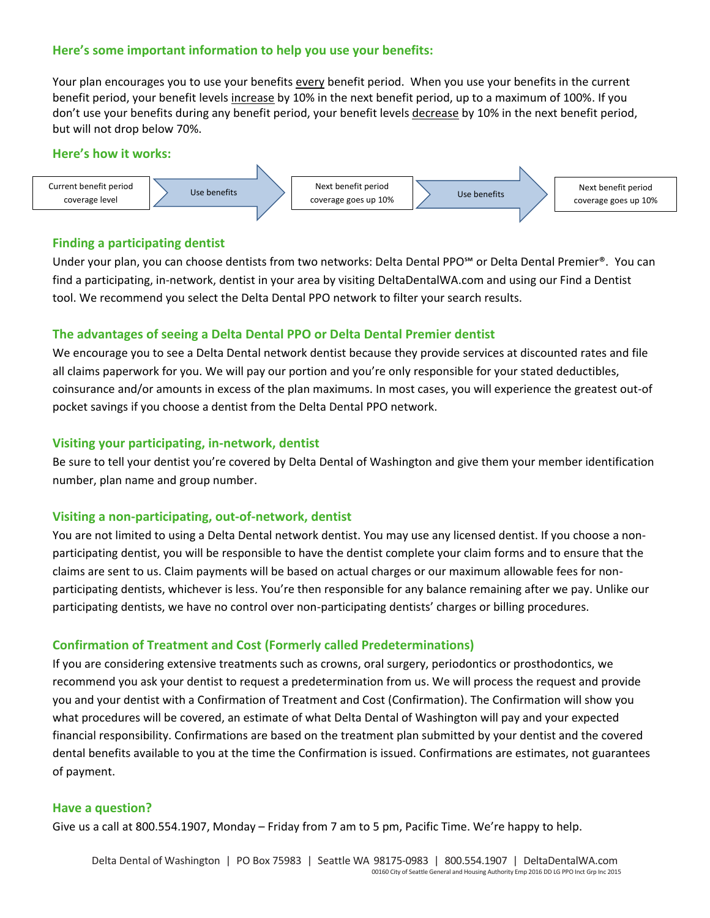### Here's some important information to help you use your benefits:

Your plan encourages you to use your benefits every benefit period. When you use your benefits in the current benefit period, your benefit levels increase by 10% in the next benefit period, up to a maximum of 100%. If you don't use your benefits during any benefit period, your benefit levels decrease by 10% in the next benefit period, but will not drop below 70%.

### Here's how it works:

Current benefit period coverage level → Use benefits → Next benefit period coverage goes up 10% → Use benefits → Next benefit period coverage goes up 10%

### Finding a participating dentist

Under your plan, you can choose dentists from two networks: Delta Dental PPO℠ or Delta Dental Premier®. You can find a participating, in-network, dentist in your area by visiting DeltaDentalWA.com and using our Find a Dentist tool. We recommend you select the Delta Dental PPO network to filter your search results.

### The advantages of seeing a Delta Dental PPO or Delta Dental Premier dentist

We encourage you to see a Delta Dental network dentist because they provide services at discounted rates and file all claims paperwork for you. We will pay our portion and you're only responsible for your stated deductibles, coinsurance and/or amounts in excess of the plan maximums. In most cases, you will experience the greatest out-of pocket savings if you choose a dentist from the Delta Dental PPO network.

### Visiting your participating, in-network, dentist

Be sure to tell your dentist you're covered by Delta Dental of Washington and give them your member identification number, plan name and group number.

### Visiting a non-participating, out-of-network, dentist

You are not limited to using a Delta Dental network dentist. You may use any licensed dentist. If you choose a non-participating dentist, you will be responsible to have the dentist complete your claim forms and to ensure that the claims are sent to us. Claim payments will be based on actual charges or our maximum allowable fees for non-participating dentists, whichever is less. You're then responsible for any balance remaining after we pay. Unlike our participating dentists, we have no control over non-participating dentists' charges or billing procedures.

### Confirmation of Treatment and Cost (Formerly called Predeterminations)

If you are considering extensive treatments such as crowns, oral surgery, periodontics or prosthodontics, we recommend you ask your dentist to request a predetermination from us. We will process the request and provide you and your dentist with a Confirmation of Treatment and Cost (Confirmation). The Confirmation will show you what procedures will be covered, an estimate of what Delta Dental of Washington will pay and your expected financial responsibility. Confirmations are based on the treatment plan submitted by your dentist and the covered dental benefits available to you at the time the Confirmation is issued. Confirmations are estimates, not guarantees of payment.

### Have a question?

Give us a call at 800.554.1907, Monday – Friday from 7 am to 5 pm, Pacific Time. We're happy to help.

Delta Dental of Washington | PO Box 75983 | Seattle WA 98175-0983 | 800.554.1907 | DeltaDentalWA.com

00160 City of Seattle General and Housing Authority Emp 2016 DD LG PPO Inct Grp Inc 2015